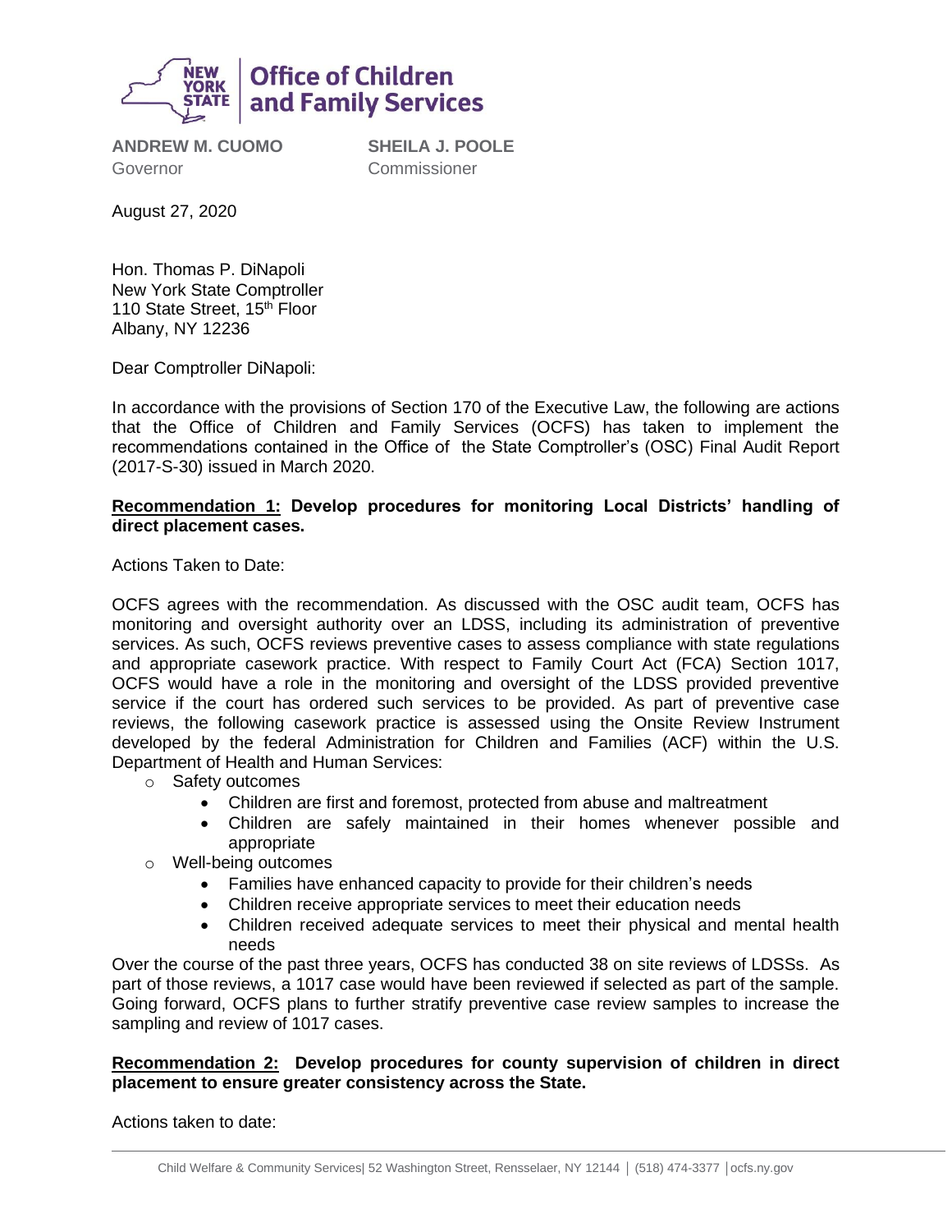**Office of Children and Family Services**

**ANDREW M. CUOMO**
Governor

**SHEILA J. POOLE**
Commissioner

August 27, 2020

Hon. Thomas P. DiNapoli
New York State Comptroller
110 State Street, 15th Floor
Albany, NY 12236

Dear Comptroller DiNapoli:

In accordance with the provisions of Section 170 of the Executive Law, the following are actions that the Office of Children and Family Services (OCFS) has taken to implement the recommendations contained in the Office of the State Comptroller's (OSC) Final Audit Report (2017-S-30) issued in March 2020.

**<u>Recommendation 1:</u> Develop procedures for monitoring Local Districts' handling of direct placement cases.**

Actions Taken to Date:

OCFS agrees with the recommendation. As discussed with the OSC audit team, OCFS has monitoring and oversight authority over an LDSS, including its administration of preventive services. As such, OCFS reviews preventive cases to assess compliance with state regulations and appropriate casework practice. With respect to Family Court Act (FCA) Section 1017, OCFS would have a role in the monitoring and oversight of the LDSS provided preventive service if the court has ordered such services to be provided. As part of preventive case reviews, the following casework practice is assessed using the Onsite Review Instrument developed by the federal Administration for Children and Families (ACF) within the U.S. Department of Health and Human Services:

- Safety outcomes
  - Children are first and foremost, protected from abuse and maltreatment
  - Children are safely maintained in their homes whenever possible and appropriate
- Well-being outcomes
  - Families have enhanced capacity to provide for their children's needs
  - Children receive appropriate services to meet their education needs
  - Children received adequate services to meet their physical and mental health needs

Over the course of the past three years, OCFS has conducted 38 on site reviews of LDSSs. As part of those reviews, a 1017 case would have been reviewed if selected as part of the sample. Going forward, OCFS plans to further stratify preventive case review samples to increase the sampling and review of 1017 cases.

**<u>Recommendation 2:</u> Develop procedures for county supervision of children in direct placement to ensure greater consistency across the State.**

Actions taken to date: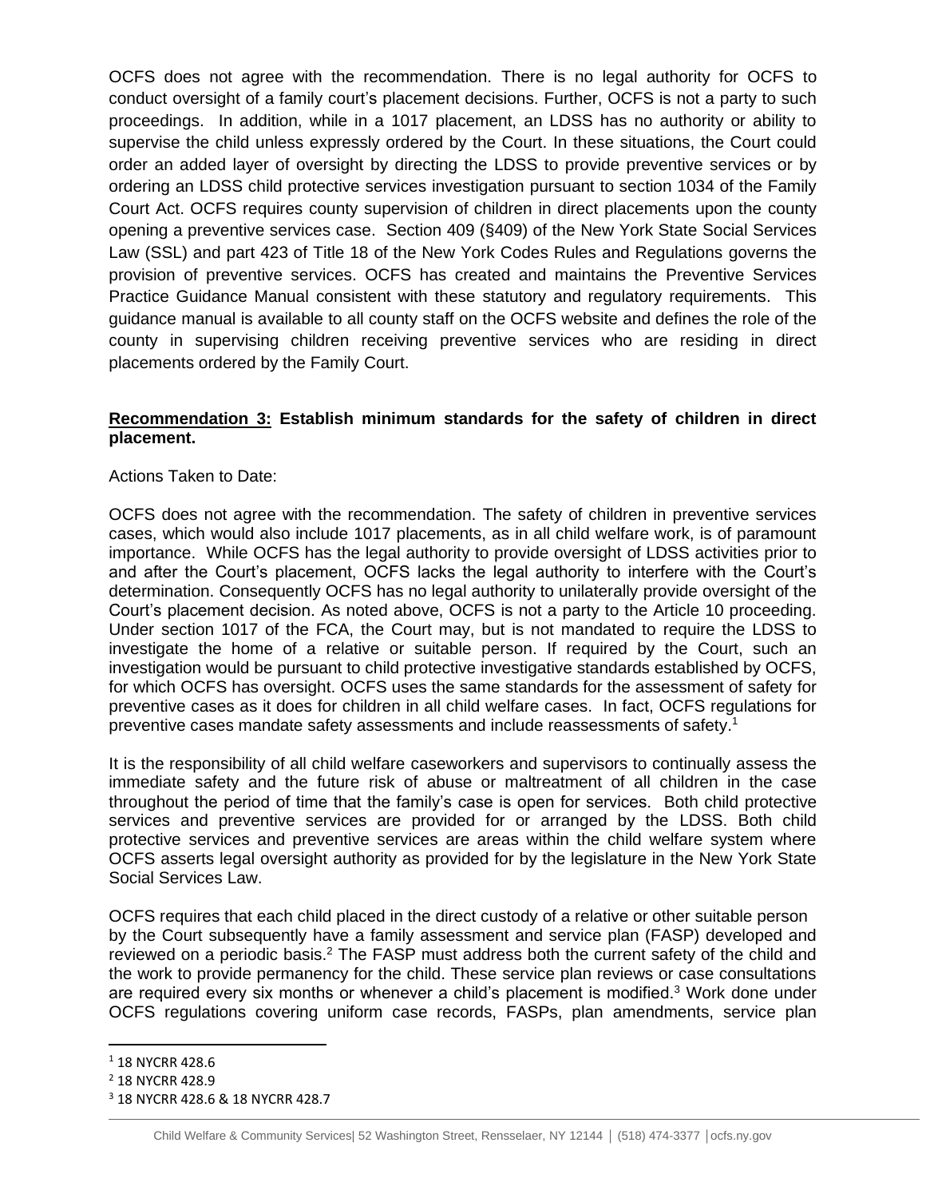OCFS does not agree with the recommendation. There is no legal authority for OCFS to conduct oversight of a family court's placement decisions. Further, OCFS is not a party to such proceedings. In addition, while in a 1017 placement, an LDSS has no authority or ability to supervise the child unless expressly ordered by the Court. In these situations, the Court could order an added layer of oversight by directing the LDSS to provide preventive services or by ordering an LDSS child protective services investigation pursuant to section 1034 of the Family Court Act. OCFS requires county supervision of children in direct placements upon the county opening a preventive services case. Section 409 (§409) of the New York State Social Services Law (SSL) and part 423 of Title 18 of the New York Codes Rules and Regulations governs the provision of preventive services. OCFS has created and maintains the Preventive Services Practice Guidance Manual consistent with these statutory and regulatory requirements. This guidance manual is available to all county staff on the OCFS website and defines the role of the county in supervising children receiving preventive services who are residing in direct placements ordered by the Family Court.

**Recommendation 3: Establish minimum standards for the safety of children in direct placement.**

Actions Taken to Date:

OCFS does not agree with the recommendation. The safety of children in preventive services cases, which would also include 1017 placements, as in all child welfare work, is of paramount importance. While OCFS has the legal authority to provide oversight of LDSS activities prior to and after the Court's placement, OCFS lacks the legal authority to interfere with the Court's determination. Consequently OCFS has no legal authority to unilaterally provide oversight of the Court's placement decision. As noted above, OCFS is not a party to the Article 10 proceeding. Under section 1017 of the FCA, the Court may, but is not mandated to require the LDSS to investigate the home of a relative or suitable person. If required by the Court, such an investigation would be pursuant to child protective investigative standards established by OCFS, for which OCFS has oversight. OCFS uses the same standards for the assessment of safety for preventive cases as it does for children in all child welfare cases. In fact, OCFS regulations for preventive cases mandate safety assessments and include reassessments of safety.[1]

It is the responsibility of all child welfare caseworkers and supervisors to continually assess the immediate safety and the future risk of abuse or maltreatment of all children in the case throughout the period of time that the family's case is open for services. Both child protective services and preventive services are provided for or arranged by the LDSS. Both child protective services and preventive services are areas within the child welfare system where OCFS asserts legal oversight authority as provided for by the legislature in the New York State Social Services Law.

OCFS requires that each child placed in the direct custody of a relative or other suitable person by the Court subsequently have a family assessment and service plan (FASP) developed and reviewed on a periodic basis.[2] The FASP must address both the current safety of the child and the work to provide permanency for the child. These service plan reviews or case consultations are required every six months or whenever a child's placement is modified.[3] Work done under OCFS regulations covering uniform case records, FASPs, plan amendments, service plan

[1] 18 NYCRR 428.6

[2] 18 NYCRR 428.9

[3] 18 NYCRR 428.6 & 18 NYCRR 428.7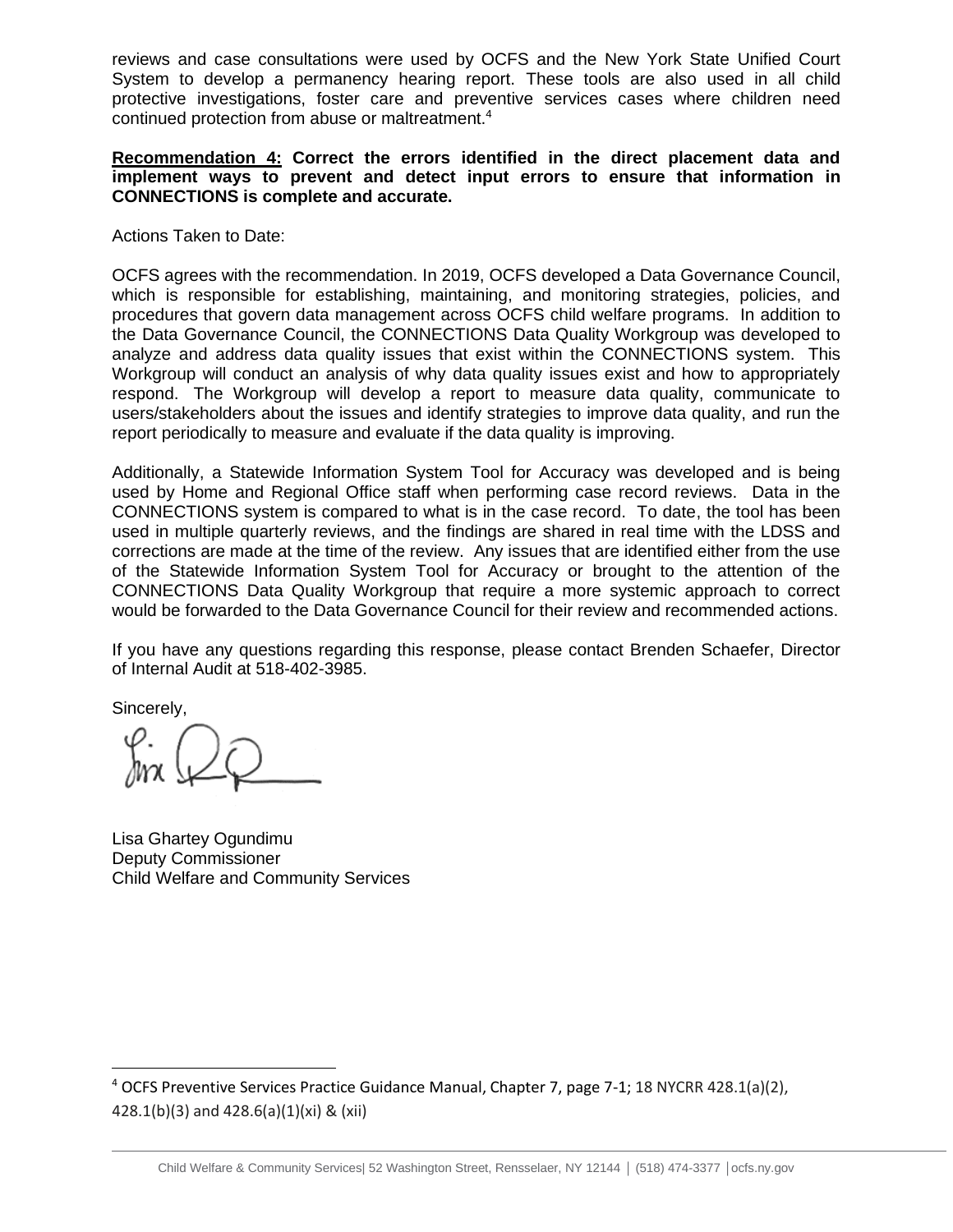reviews and case consultations were used by OCFS and the New York State Unified Court System to develop a permanency hearing report. These tools are also used in all child protective investigations, foster care and preventive services cases where children need continued protection from abuse or maltreatment.[4]

**Recommendation 4: Correct the errors identified in the direct placement data and implement ways to prevent and detect input errors to ensure that information in CONNECTIONS is complete and accurate.**

Actions Taken to Date:

OCFS agrees with the recommendation. In 2019, OCFS developed a Data Governance Council, which is responsible for establishing, maintaining, and monitoring strategies, policies, and procedures that govern data management across OCFS child welfare programs. In addition to the Data Governance Council, the CONNECTIONS Data Quality Workgroup was developed to analyze and address data quality issues that exist within the CONNECTIONS system. This Workgroup will conduct an analysis of why data quality issues exist and how to appropriately respond. The Workgroup will develop a report to measure data quality, communicate to users/stakeholders about the issues and identify strategies to improve data quality, and run the report periodically to measure and evaluate if the data quality is improving.

Additionally, a Statewide Information System Tool for Accuracy was developed and is being used by Home and Regional Office staff when performing case record reviews. Data in the CONNECTIONS system is compared to what is in the case record. To date, the tool has been used in multiple quarterly reviews, and the findings are shared in real time with the LDSS and corrections are made at the time of the review. Any issues that are identified either from the use of the Statewide Information System Tool for Accuracy or brought to the attention of the CONNECTIONS Data Quality Workgroup that require a more systemic approach to correct would be forwarded to the Data Governance Council for their review and recommended actions.

If you have any questions regarding this response, please contact Brenden Schaefer, Director of Internal Audit at 518-402-3985.

Sincerely,

Lisa Ghartey Ogundimu
Deputy Commissioner
Child Welfare and Community Services

[4] OCFS Preventive Services Practice Guidance Manual, Chapter 7, page 7-1; 18 NYCRR 428.1(a)(2), 428.1(b)(3) and 428.6(a)(1)(xi) & (xii)